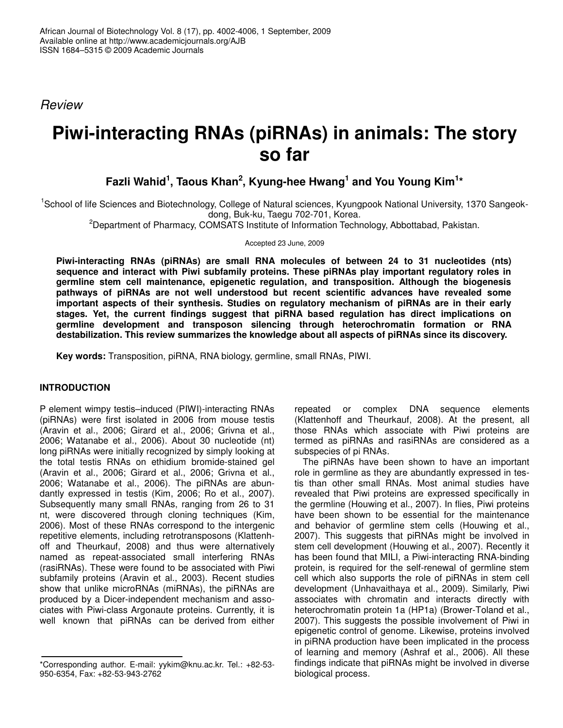*Review*

# Piwi-interacting RNAs (piRNAs) in animals: The story so far

**Fazli Wahid[1], Taous Khan[2], Kyung-hee Hwang[1] and You Young Kim[1]***

[1]School of life Sciences and Biotechnology, College of Natural sciences, Kyungpook National University, 1370 Sangeok-dong, Buk-ku, Taegu 702-701, Korea.

[2]Department of Pharmacy, COMSATS Institute of Information Technology, Abbottabad, Pakistan.

Accepted 23 June, 2009

**Piwi-interacting RNAs (piRNAs) are small RNA molecules of between 24 to 31 nucleotides (nts) sequence and interact with Piwi subfamily proteins. These piRNAs play important regulatory roles in germline stem cell maintenance, epigenetic regulation, and transposition. Although the biogenesis pathways of piRNAs are not well understood but recent scientific advances have revealed some important aspects of their synthesis. Studies on regulatory mechanism of piRNAs are in their early stages. Yet, the current findings suggest that piRNA based regulation has direct implications on germline development and transposon silencing through heterochromatin formation or RNA destabilization. This review summarizes the knowledge about all aspects of piRNAs since its discovery.**

**Key words:** Transposition, piRNA, RNA biology, germline, small RNAs, PIWI.

## INTRODUCTION

P element wimpy testis–induced (PIWI)-interacting RNAs (piRNAs) were first isolated in 2006 from mouse testis (Aravin et al., 2006; Girard et al., 2006; Grivna et al., 2006; Watanabe et al., 2006). About 30 nucleotide (nt) long piRNAs were initially recognized by simply looking at the total testis RNAs on ethidium bromide-stained gel (Aravin et al., 2006; Girard et al., 2006; Grivna et al., 2006; Watanabe et al., 2006). The piRNAs are abundantly expressed in testis (Kim, 2006; Ro et al., 2007). Subsequently many small RNAs, ranging from 26 to 31 nt, were discovered through cloning techniques (Kim, 2006). Most of these RNAs correspond to the intergenic repetitive elements, including retrotransposons (Klattenhoff and Theurkauf, 2008) and thus were alternatively named as repeat-associated small interfering RNAs (rasiRNAs). These were found to be associated with Piwi subfamily proteins (Aravin et al., 2003). Recent studies show that unlike microRNAs (miRNAs), the piRNAs are produced by a Dicer-independent mechanism and associates with Piwi-class Argonaute proteins. Currently, it is well known that piRNAs can be derived from either repeated or complex DNA sequence elements (Klattenhoff and Theurkauf, 2008). At the present, all those RNAs which associate with Piwi proteins are termed as piRNAs and rasiRNAs are considered as a subspecies of pi RNAs.

The piRNAs have been shown to have an important role in germline as they are abundantly expressed in testis than other small RNAs. Most animal studies have revealed that Piwi proteins are expressed specifically in the germline (Houwing et al., 2007). In flies, Piwi proteins have been shown to be essential for the maintenance and behavior of germline stem cells (Houwing et al., 2007). This suggests that piRNAs might be involved in stem cell development (Houwing et al., 2007). Recently it has been found that MILI, a Piwi-interacting RNA-binding protein, is required for the self-renewal of germline stem cell which also supports the role of piRNAs in stem cell development (Unhavaithaya et al., 2009). Similarly, Piwi associates with chromatin and interacts directly with heterochromatin protein 1a (HP1a) (Brower-Toland et al., 2007). This suggests the possible involvement of Piwi in epigenetic control of genome. Likewise, proteins involved in piRNA production have been implicated in the process of learning and memory (Ashraf et al., 2006). All these findings indicate that piRNAs might be involved in diverse biological process.

*Corresponding author. E-mail: yykim@knu.ac.kr. Tel.: +82-53-950-6354, Fax: +82-53-943-2762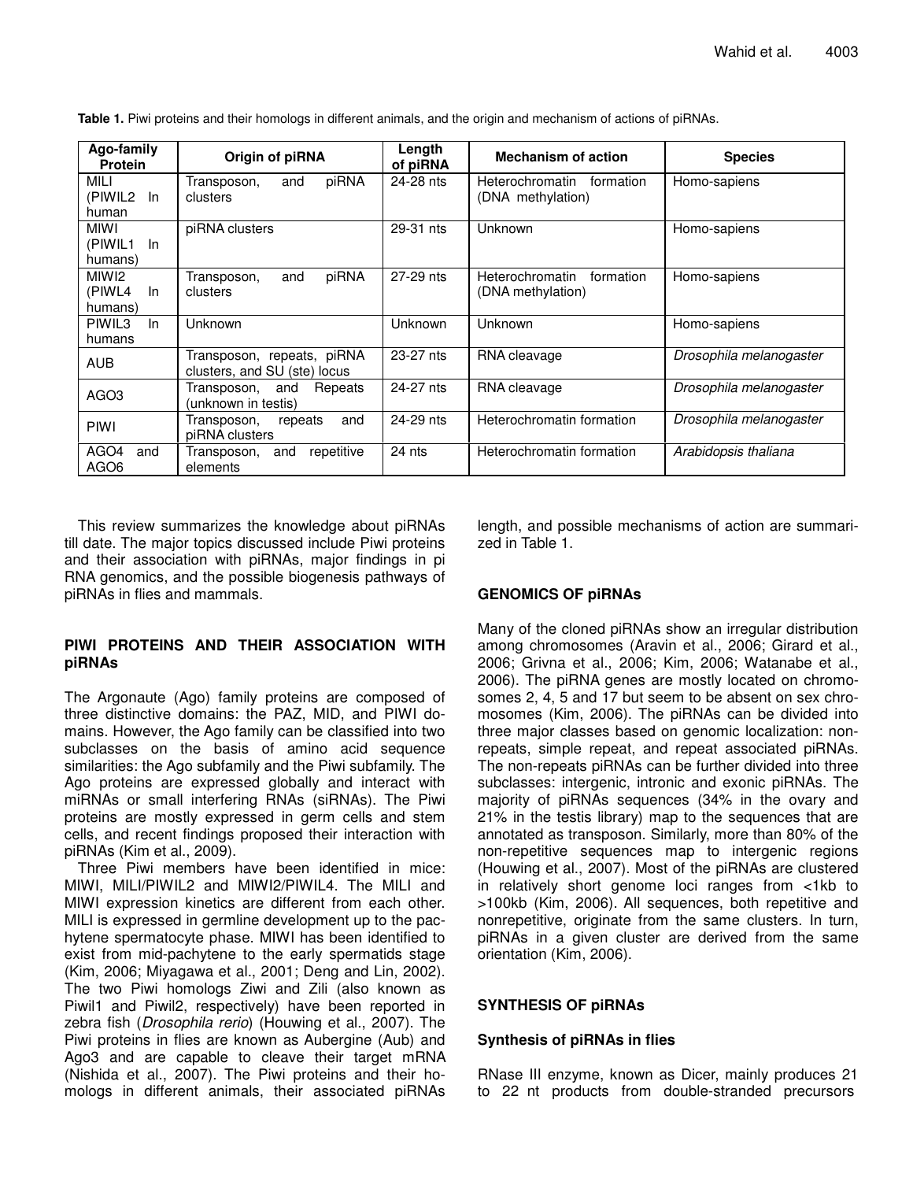**Table 1.** Piwi proteins and their homologs in different animals, and the origin and mechanism of actions of piRNAs.

| Ago-family Protein | Origin of piRNA | Length of piRNA | Mechanism of action | Species |
|---|---|---|---|---|
| MILI (PIWIL2 In human | Transposon, and piRNA clusters | 24-28 nts | Heterochromatin formation (DNA methylation) | Homo-sapiens |
| MIWI (PIWIL1 In humans) | piRNA clusters | 29-31 nts | Unknown | Homo-sapiens |
| MIWI2 (PIWL4 In humans) | Transposon, and piRNA clusters | 27-29 nts | Heterochromatin formation (DNA methylation) | Homo-sapiens |
| PIWIL3 In humans | Unknown | Unknown | Unknown | Homo-sapiens |
| AUB | Transposon, repeats, piRNA clusters, and SU (ste) locus | 23-27 nts | RNA cleavage | *Drosophila melanogaster* |
| AGO3 | Transposon, and Repeats (unknown in testis) | 24-27 nts | RNA cleavage | *Drosophila melanogaster* |
| PIWI | Transposon, repeats and piRNA clusters | 24-29 nts | Heterochromatin formation | *Drosophila melanogaster* |
| AGO4 and AGO6 | Transposon, and repetitive elements | 24 nts | Heterochromatin formation | *Arabidopsis thaliana* |

This review summarizes the knowledge about piRNAs till date. The major topics discussed include Piwi proteins and their association with piRNAs, major findings in pi RNA genomics, and the possible biogenesis pathways of piRNAs in flies and mammals.

## PIWI PROTEINS AND THEIR ASSOCIATION WITH piRNAs

The Argonaute (Ago) family proteins are composed of three distinctive domains: the PAZ, MID, and PIWI domains. However, the Ago family can be classified into two subclasses on the basis of amino acid sequence similarities: the Ago subfamily and the Piwi subfamily. The Ago proteins are expressed globally and interact with miRNAs or small interfering RNAs (siRNAs). The Piwi proteins are mostly expressed in germ cells and stem cells, and recent findings proposed their interaction with piRNAs (Kim et al., 2009).

Three Piwi members have been identified in mice: MIWI, MILI/PIWIL2 and MIWI2/PIWIL4. The MILI and MIWI expression kinetics are different from each other. MILI is expressed in germline development up to the pachytene spermatocyte phase. MIWI has been identified to exist from mid-pachytene to the early spermatids stage (Kim, 2006; Miyagawa et al., 2001; Deng and Lin, 2002). The two Piwi homologs Ziwi and Zili (also known as Piwil1 and Piwil2, respectively) have been reported in zebra fish (*Drosophila rerio*) (Houwing et al., 2007). The Piwi proteins in flies are known as Aubergine (Aub) and Ago3 and are capable to cleave their target mRNA (Nishida et al., 2007). The Piwi proteins and their homologs in different animals, their associated piRNAs length, and possible mechanisms of action are summarized in Table 1.

## GENOMICS OF piRNAs

Many of the cloned piRNAs show an irregular distribution among chromosomes (Aravin et al., 2006; Girard et al., 2006; Grivna et al., 2006; Kim, 2006; Watanabe et al., 2006). The piRNA genes are mostly located on chromosomes 2, 4, 5 and 17 but seem to be absent on sex chromosomes (Kim, 2006). The piRNAs can be divided into three major classes based on genomic localization: non-repeats, simple repeat, and repeat associated piRNAs. The non-repeats piRNAs can be further divided into three subclasses: intergenic, intronic and exonic piRNAs. The majority of piRNAs sequences (34% in the ovary and 21% in the testis library) map to the sequences that are annotated as transposon. Similarly, more than 80% of the non-repetitive sequences map to intergenic regions (Houwing et al., 2007). Most of the piRNAs are clustered in relatively short genome loci ranges from <1kb to >100kb (Kim, 2006). All sequences, both repetitive and nonrepetitive, originate from the same clusters. In turn, piRNAs in a given cluster are derived from the same orientation (Kim, 2006).

## SYNTHESIS OF piRNAs

### Synthesis of piRNAs in flies

RNase III enzyme, known as Dicer, mainly produces 21 to 22 nt products from double-stranded precursors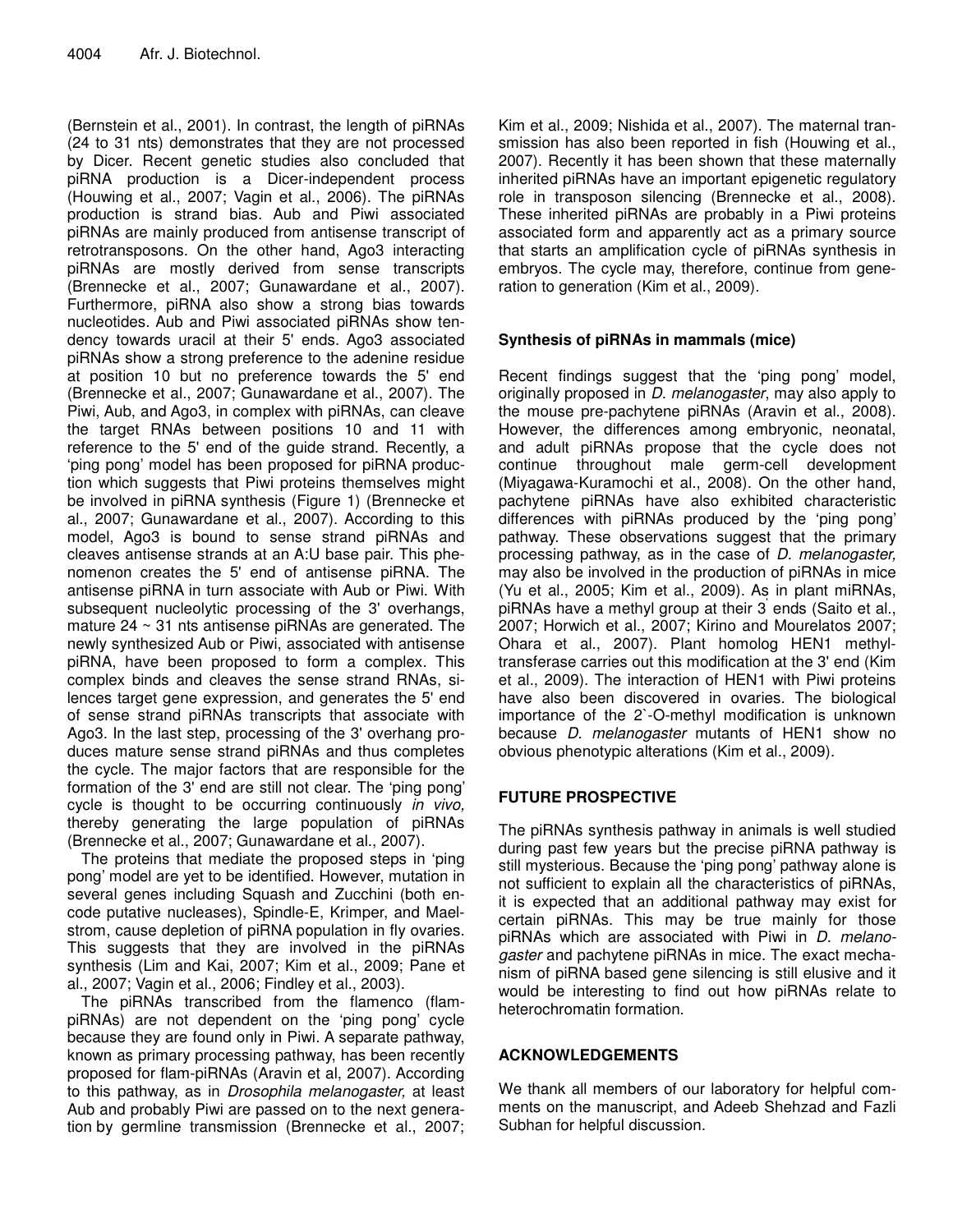(Bernstein et al., 2001). In contrast, the length of piRNAs (24 to 31 nts) demonstrates that they are not processed by Dicer. Recent genetic studies also concluded that piRNA production is a Dicer-independent process (Houwing et al., 2007; Vagin et al., 2006). The piRNAs production is strand bias. Aub and Piwi associated piRNAs are mainly produced from antisense transcript of retrotransposons. On the other hand, Ago3 interacting piRNAs are mostly derived from sense transcripts (Brennecke et al., 2007; Gunawardane et al., 2007). Furthermore, piRNA also show a strong bias towards nucleotides. Aub and Piwi associated piRNAs show tendency towards uracil at their 5' ends. Ago3 associated piRNAs show a strong preference to the adenine residue at position 10 but no preference towards the 5' end (Brennecke et al., 2007; Gunawardane et al., 2007). The Piwi, Aub, and Ago3, in complex with piRNAs, can cleave the target RNAs between positions 10 and 11 with reference to the 5' end of the guide strand. Recently, a 'ping pong' model has been proposed for piRNA production which suggests that Piwi proteins themselves might be involved in piRNA synthesis (Figure 1) (Brennecke et al., 2007; Gunawardane et al., 2007). According to this model, Ago3 is bound to sense strand piRNAs and cleaves antisense strands at an A:U base pair. This phenomenon creates the 5' end of antisense piRNA. The antisense piRNA in turn associate with Aub or Piwi. With subsequent nucleolytic processing of the 3' overhangs, mature 24 ~ 31 nts antisense piRNAs are generated. The newly synthesized Aub or Piwi, associated with antisense piRNA, have been proposed to form a complex. This complex binds and cleaves the sense strand RNAs, silences target gene expression, and generates the 5' end of sense strand piRNAs transcripts that associate with Ago3. In the last step, processing of the 3' overhang produces mature sense strand piRNAs and thus completes the cycle. The major factors that are responsible for the formation of the 3' end are still not clear. The 'ping pong' cycle is thought to be occurring continuously *in vivo,* thereby generating the large population of piRNAs (Brennecke et al., 2007; Gunawardane et al., 2007).

The proteins that mediate the proposed steps in 'ping pong' model are yet to be identified. However, mutation in several genes including Squash and Zucchini (both encode putative nucleases), Spindle-E, Krimper, and Maelstrom, cause depletion of piRNA population in fly ovaries. This suggests that they are involved in the piRNAs synthesis (Lim and Kai, 2007; Kim et al., 2009; Pane et al., 2007; Vagin et al., 2006; Findley et al., 2003).

The piRNAs transcribed from the flamenco (flam-piRNAs) are not dependent on the 'ping pong' cycle because they are found only in Piwi. A separate pathway, known as primary processing pathway, has been recently proposed for flam-piRNAs (Aravin et al, 2007). According to this pathway, as in *Drosophila melanogaster,* at least Aub and probably Piwi are passed on to the next generation by germline transmission (Brennecke et al., 2007; Kim et al., 2009; Nishida et al., 2007). The maternal transmission has also been reported in fish (Houwing et al., 2007). Recently it has been shown that these maternally inherited piRNAs have an important epigenetic regulatory role in transposon silencing (Brennecke et al., 2008). These inherited piRNAs are probably in a Piwi proteins associated form and apparently act as a primary source that starts an amplification cycle of piRNAs synthesis in embryos. The cycle may, therefore, continue from generation to generation (Kim et al., 2009).

### Synthesis of piRNAs in mammals (mice)

Recent findings suggest that the 'ping pong' model, originally proposed in *D. melanogaster*, may also apply to the mouse pre-pachytene piRNAs (Aravin et al., 2008). However, the differences among embryonic, neonatal, and adult piRNAs propose that the cycle does not continue throughout male germ-cell development (Miyagawa-Kuramochi et al., 2008). On the other hand, pachytene piRNAs have also exhibited characteristic differences with piRNAs produced by the 'ping pong' pathway. These observations suggest that the primary processing pathway, as in the case of *D. melanogaster,* may also be involved in the production of piRNAs in mice (Yu et al., 2005; Kim et al., 2009). As in plant miRNAs, piRNAs have a methyl group at their 3' ends (Saito et al., 2007; Horwich et al., 2007; Kirino and Mourelatos 2007; Ohara et al., 2007). Plant homolog HEN1 methyltransferase carries out this modification at the 3' end (Kim et al., 2009). The interaction of HEN1 with Piwi proteins have also been discovered in ovaries. The biological importance of the 2`-O-methyl modification is unknown because *D. melanogaster* mutants of HEN1 show no obvious phenotypic alterations (Kim et al., 2009).

## FUTURE PROSPECTIVE

The piRNAs synthesis pathway in animals is well studied during past few years but the precise piRNA pathway is still mysterious. Because the 'ping pong' pathway alone is not sufficient to explain all the characteristics of piRNAs, it is expected that an additional pathway may exist for certain piRNAs. This may be true mainly for those piRNAs which are associated with Piwi in *D. melanogaster* and pachytene piRNAs in mice. The exact mechanism of piRNA based gene silencing is still elusive and it would be interesting to find out how piRNAs relate to heterochromatin formation.

## ACKNOWLEDGEMENTS

We thank all members of our laboratory for helpful comments on the manuscript, and Adeeb Shehzad and Fazli Subhan for helpful discussion.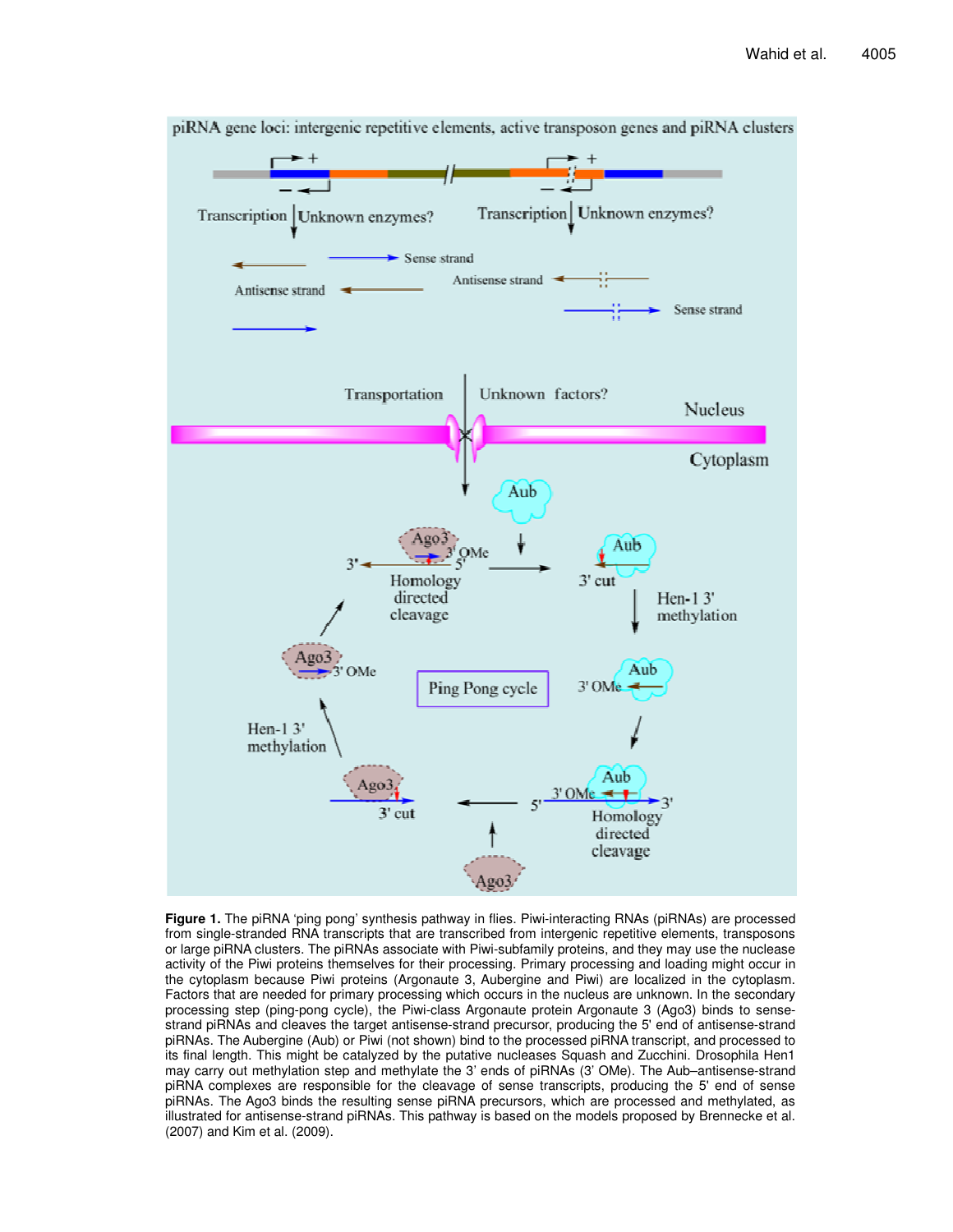**Figure 1.** The piRNA 'ping pong' synthesis pathway in flies. Piwi-interacting RNAs (piRNAs) are processed from single-stranded RNA transcripts that are transcribed from intergenic repetitive elements, transposons or large piRNA clusters. The piRNAs associate with Piwi-subfamily proteins, and they may use the nuclease activity of the Piwi proteins themselves for their processing. Primary processing and loading might occur in the cytoplasm because Piwi proteins (Argonaute 3, Aubergine and Piwi) are localized in the cytoplasm. Factors that are needed for primary processing which occurs in the nucleus are unknown. In the secondary processing step (ping-pong cycle), the Piwi-class Argonaute protein Argonaute 3 (Ago3) binds to sense-strand piRNAs and cleaves the target antisense-strand precursor, producing the 5' end of antisense-strand piRNAs. The Aubergine (Aub) or Piwi (not shown) bind to the processed piRNA transcript, and processed to its final length. This might be catalyzed by the putative nucleases Squash and Zucchini. Drosophila Hen1 may carry out methylation step and methylate the 3' ends of piRNAs (3' OMe). The Aub–antisense-strand piRNA complexes are responsible for the cleavage of sense transcripts, producing the 5' end of sense piRNAs. The Ago3 binds the resulting sense piRNA precursors, which are processed and methylated, as illustrated for antisense-strand piRNAs. This pathway is based on the models proposed by Brennecke et al. (2007) and Kim et al. (2009).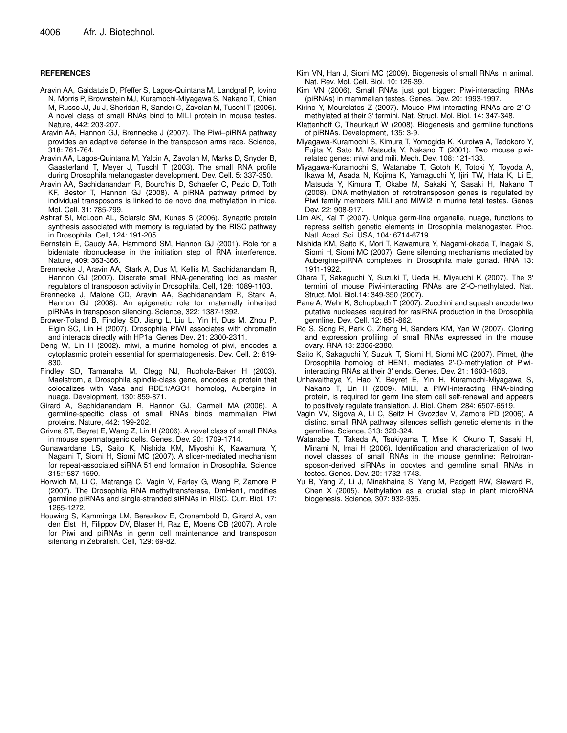## REFERENCES

Aravin AA, Gaidatzis D, Pfeffer S, Lagos-Quintana M, Landgraf P, Iovino N, Morris P, Brownstein MJ, Kuramochi-Miyagawa S, Nakano T, Chien M, Russo JJ, Ju J, Sheridan R, Sander C, Zavolan M, Tuschl T (2006). A novel class of small RNAs bind to MILI protein in mouse testes. Nature, 442: 203-207.

Aravin AA, Hannon GJ, Brennecke J (2007). The Piwi–piRNA pathway provides an adaptive defense in the transposon arms race. Science, 318: 761-764.

Aravin AA, Lagos-Quintana M, Yalcin A, Zavolan M, Marks D, Snyder B, Gaasterland T, Meyer J, Tuschl T (2003). The small RNA profile during Drosophila melanogaster development. Dev. Cell. 5: 337-350.

Aravin AA, Sachidanandam R, Bourc'his D, Schaefer C, Pezic D, Toth KF, Bestor T, Hannon GJ (2008). A piRNA pathway primed by individual transposons is linked to de novo dna methylation in mice. Mol. Cell. 31: 785-799.

Ashraf SI, McLoon AL, Sclarsic SM, Kunes S (2006). Synaptic protein synthesis associated with memory is regulated by the RISC pathway in Drosophila. Cell, 124: 191-205.

Bernstein E, Caudy AA, Hammond SM, Hannon GJ (2001). Role for a bidentate ribonuclease in the initiation step of RNA interference. Nature, 409: 363-366.

Brennecke J, Aravin AA, Stark A, Dus M, Kellis M, Sachidanandam R, Hannon GJ (2007). Discrete small RNA-generating loci as master regulators of transposon activity in Drosophila. Cell, 128: 1089-1103.

Brennecke J, Malone CD, Aravin AA, Sachidanandam R, Stark A, Hannon GJ (2008). An epigenetic role for maternally inherited piRNAs in transposon silencing. Science, 322: 1387-1392.

Brower-Toland B, Findley SD, Jiang L, Liu L, Yin H, Dus M, Zhou P, Elgin SC, Lin H (2007). Drosophila PIWI associates with chromatin and interacts directly with HP1a. Genes Dev. 21: 2300-2311.

Deng W, Lin H (2002). miwi, a murine homolog of piwi, encodes a cytoplasmic protein essential for spermatogenesis. Dev. Cell. 2: 819-830.

Findley SD, Tamanaha M, Clegg NJ, Ruohola-Baker H (2003). Maelstrom, a Drosophila spindle-class gene, encodes a protein that colocalizes with Vasa and RDE1/AGO1 homolog, Aubergine in nuage. Development, 130: 859-871.

Girard A, Sachidanandam R, Hannon GJ, Carmell MA (2006). A germline-specific class of small RNAs binds mammalian Piwi proteins. Nature, 442: 199-202.

Grivna ST, Beyret E, Wang Z, Lin H (2006). A novel class of small RNAs in mouse spermatogenic cells. Genes. Dev. 20: 1709-1714.

Gunawardane LS, Saito K, Nishida KM, Miyoshi K, Kawamura Y, Nagami T, Siomi H, Siomi MC (2007). A slicer-mediated mechanism for repeat-associated siRNA 51 end formation in Drosophila. Science 315:1587-1590.

Horwich M, Li C, Matranga C, Vagin V, Farley G, Wang P, Zamore P (2007). The Drosophila RNA methyltransferase, DmHen1, modifies germline piRNAs and single-stranded siRNAs in RISC. Curr. Biol. 17: 1265-1272.

Houwing S, Kamminga LM, Berezikov E, Cronembold D, Girard A, van den Elst H, Filippov DV, Blaser H, Raz E, Moens CB (2007). A role for Piwi and piRNAs in germ cell maintenance and transposon silencing in Zebrafish. Cell, 129: 69-82.

Kim VN, Han J, Siomi MC (2009). Biogenesis of small RNAs in animal. Nat. Rev. Mol. Cell. Biol. 10: 126-39.

Kim VN (2006). Small RNAs just got bigger: Piwi-interacting RNAs (piRNAs) in mammalian testes. Genes. Dev. 20: 1993-1997.

Kirino Y, Mourelatos Z (2007). Mouse Piwi-interacting RNAs are 2′-O-methylated at their 3′ termini. Nat. Struct. Mol. Biol. 14: 347-348.

Klattenhoff C, Theurkauf W (2008). Biogenesis and germline functions of piRNAs. Development, 135: 3-9.

Miyagawa-Kuramochi S, Kimura T, Yomogida K, Kuroiwa A, Tadokoro Y, Fujita Y, Sato M, Matsuda Y, Nakano T (2001). Two mouse piwi-related genes: miwi and mili. Mech. Dev. 108: 121-133.

Miyagawa-Kuramochi S, Watanabe T, Gotoh K, Totoki Y, Toyoda A, Ikawa M, Asada N, Kojima K, Yamaguchi Y, Ijiri TW, Hata K, Li E, Matsuda Y, Kimura T, Okabe M, Sakaki Y, Sasaki H, Nakano T (2008). DNA methylation of retrotransposon genes is regulated by Piwi family members MILI and MIWI2 in murine fetal testes. Genes Dev. 22: 908-917.

Lim AK, Kai T (2007). Unique germ-line organelle, nuage, functions to repress selfish genetic elements in Drosophila melanogaster. Proc. Natl. Acad. Sci. USA, 104: 6714-6719.

Nishida KM, Saito K, Mori T, Kawamura Y, Nagami-okada T, Inagaki S, Siomi H, Siomi MC (2007). Gene silencing mechanisms mediated by Aubergine-piRNA complexes in Drosophila male gonad. RNA 13: 1911-1922.

Ohara T, Sakaguchi Y, Suzuki T, Ueda H, Miyauchi K (2007). The 3′ termini of mouse Piwi-interacting RNAs are 2′-O-methylated. Nat. Struct. Mol. Biol.14: 349-350 (2007).

Pane A, Wehr K, Schupbach T (2007). Zucchini and squash encode two putative nucleases required for rasiRNA production in the Drosophila germline. Dev. Cell, 12: 851-862.

Ro S, Song R, Park C, Zheng H, Sanders KM, Yan W (2007). Cloning and expression profiling of small RNAs expressed in the mouse ovary. RNA 13: 2366-2380.

Saito K, Sakaguchi Y, Suzuki T, Siomi H, Siomi MC (2007). Pimet, (the Drosophila homolog of HEN1, mediates 2′-O-methylation of Piwi-interacting RNAs at their 3′ ends. Genes. Dev. 21: 1603-1608.

Unhavaithaya Y, Hao Y, Beyret E, Yin H, Kuramochi-Miyagawa S, Nakano T, Lin H (2009). MILI, a PIWI-interacting RNA-binding protein, is required for germ line stem cell self-renewal and appears to positively regulate translation. J. Biol. Chem. 284: 6507-6519.

Vagin VV, Sigova A, Li C, Seitz H, Gvozdev V, Zamore PD (2006). A distinct small RNA pathway silences selfish genetic elements in the germline. Science, 313: 320-324.

Watanabe T, Takeda A, Tsukiyama T, Mise K, Okuno T, Sasaki H, Minami N, Imai H (2006). Identification and characterization of two novel classes of small RNAs in the mouse germline: Retrotransposon-derived siRNAs in oocytes and germline small RNAs in testes. Genes. Dev. 20: 1732-1743.

Yu B, Yang Z, Li J, Minakhaina S, Yang M, Padgett RW, Steward R, Chen X (2005). Methylation as a crucial step in plant microRNA biogenesis. Science, 307: 932-935.